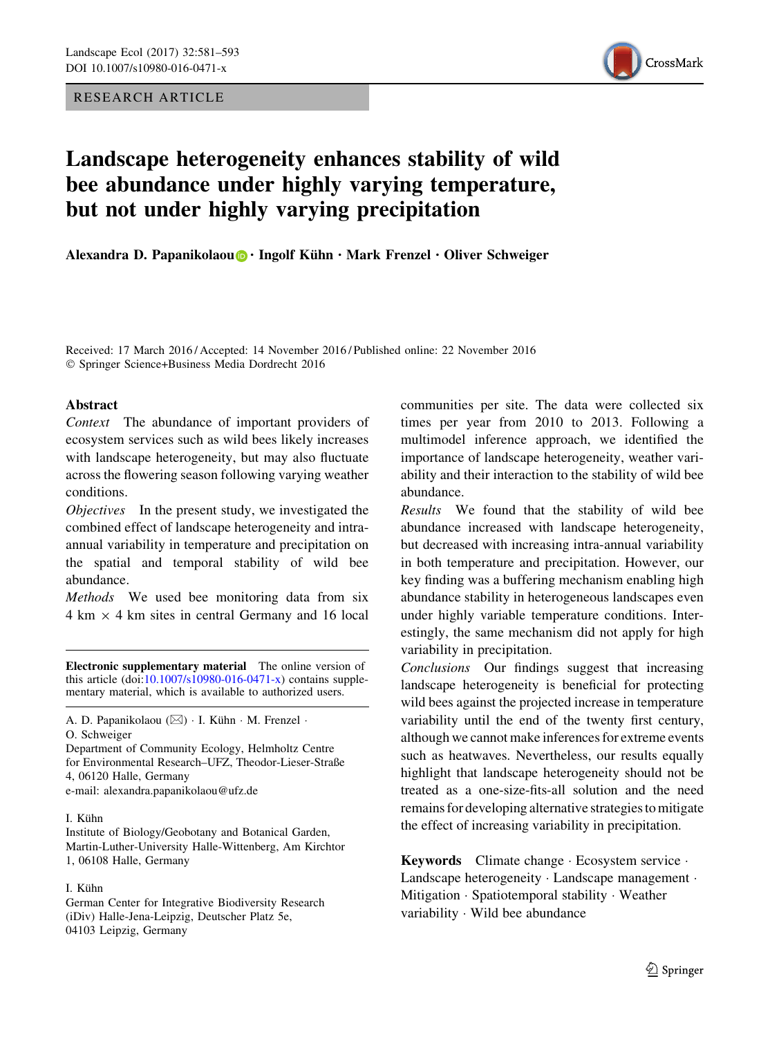RESEARCH ARTICLE

# Landscape heterogeneity enhances stability of wild bee abundance under highly varying temperature, but not under highly varying precipitation

**Alexandra D. Papanikolaou · Ingolf Kühn · Mark Frenzel · Oliver Schweiger**

Received: 17 March 2016 / Accepted: 14 November 2016 / Published online: 22 November 2016
© Springer Science+Business Media Dordrecht 2016

## Abstract

*Context* The abundance of important providers of ecosystem services such as wild bees likely increases with landscape heterogeneity, but may also fluctuate across the flowering season following varying weather conditions.

*Objectives* In the present study, we investigated the combined effect of landscape heterogeneity and intra-annual variability in temperature and precipitation on the spatial and temporal stability of wild bee abundance.

*Methods* We used bee monitoring data from six 4 km × 4 km sites in central Germany and 16 local communities per site. The data were collected six times per year from 2010 to 2013. Following a multimodel inference approach, we identified the importance of landscape heterogeneity, weather variability and their interaction to the stability of wild bee abundance.

*Results* We found that the stability of wild bee abundance increased with landscape heterogeneity, but decreased with increasing intra-annual variability in both temperature and precipitation. However, our key finding was a buffering mechanism enabling high abundance stability in heterogeneous landscapes even under highly variable temperature conditions. Interestingly, the same mechanism did not apply for high variability in precipitation.

*Conclusions* Our findings suggest that increasing landscape heterogeneity is beneficial for protecting wild bees against the projected increase in temperature variability until the end of the twenty first century, although we cannot make inferences for extreme events such as heatwaves. Nevertheless, our results equally highlight that landscape heterogeneity should not be treated as a one-size-fits-all solution and the need remains for developing alternative strategies to mitigate the effect of increasing variability in precipitation.

**Keywords** Climate change · Ecosystem service · Landscape heterogeneity · Landscape management · Mitigation · Spatiotemporal stability · Weather variability · Wild bee abundance

**Electronic supplementary material** The online version of this article (doi:10.1007/s10980-016-0471-x) contains supplementary material, which is available to authorized users.

A. D. Papanikolaou (✉) · I. Kühn · M. Frenzel · O. Schweiger
Department of Community Ecology, Helmholtz Centre for Environmental Research–UFZ, Theodor-Lieser-Straße 4, 06120 Halle, Germany
e-mail: alexandra.papanikolaou@ufz.de

I. Kühn
Institute of Biology/Geobotany and Botanical Garden, Martin-Luther-University Halle-Wittenberg, Am Kirchtor 1, 06108 Halle, Germany

I. Kühn
German Center for Integrative Biodiversity Research (iDiv) Halle-Jena-Leipzig, Deutscher Platz 5e, 04103 Leipzig, Germany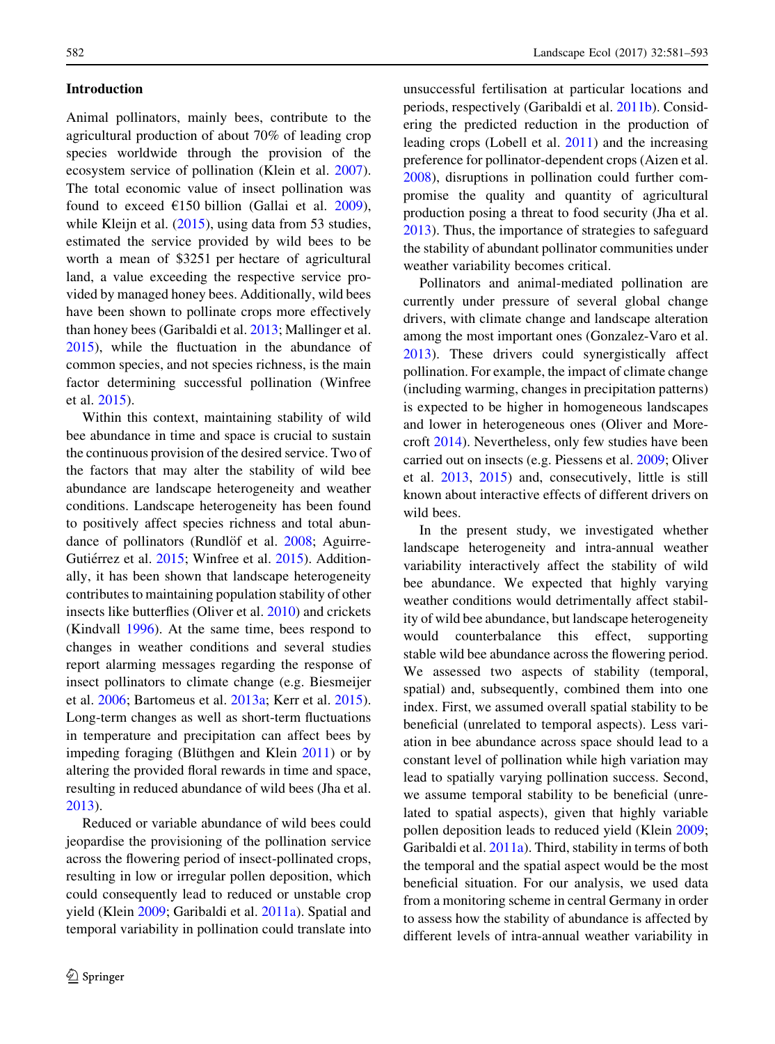## Introduction

Animal pollinators, mainly bees, contribute to the agricultural production of about 70% of leading crop species worldwide through the provision of the ecosystem service of pollination (Klein et al. 2007). The total economic value of insect pollination was found to exceed €150 billion (Gallai et al. 2009), while Kleijn et al. (2015), using data from 53 studies, estimated the service provided by wild bees to be worth a mean of $3251 per hectare of agricultural land, a value exceeding the respective service provided by managed honey bees. Additionally, wild bees have been shown to pollinate crops more effectively than honey bees (Garibaldi et al. 2013; Mallinger et al. 2015), while the fluctuation in the abundance of common species, and not species richness, is the main factor determining successful pollination (Winfree et al. 2015).

Within this context, maintaining stability of wild bee abundance in time and space is crucial to sustain the continuous provision of the desired service. Two of the factors that may alter the stability of wild bee abundance are landscape heterogeneity and weather conditions. Landscape heterogeneity has been found to positively affect species richness and total abundance of pollinators (Rundlöf et al. 2008; Aguirre-Gutiérrez et al. 2015; Winfree et al. 2015). Additionally, it has been shown that landscape heterogeneity contributes to maintaining population stability of other insects like butterflies (Oliver et al. 2010) and crickets (Kindvall 1996). At the same time, bees respond to changes in weather conditions and several studies report alarming messages regarding the response of insect pollinators to climate change (e.g. Biesmeijer et al. 2006; Bartomeus et al. 2013a; Kerr et al. 2015). Long-term changes as well as short-term fluctuations in temperature and precipitation can affect bees by impeding foraging (Blüthgen and Klein 2011) or by altering the provided floral rewards in time and space, resulting in reduced abundance of wild bees (Jha et al. 2013).

Reduced or variable abundance of wild bees could jeopardise the provisioning of the pollination service across the flowering period of insect-pollinated crops, resulting in low or irregular pollen deposition, which could consequently lead to reduced or unstable crop yield (Klein 2009; Garibaldi et al. 2011a). Spatial and temporal variability in pollination could translate into unsuccessful fertilisation at particular locations and periods, respectively (Garibaldi et al. 2011b). Considering the predicted reduction in the production of leading crops (Lobell et al. 2011) and the increasing preference for pollinator-dependent crops (Aizen et al. 2008), disruptions in pollination could further compromise the quality and quantity of agricultural production posing a threat to food security (Jha et al. 2013). Thus, the importance of strategies to safeguard the stability of abundant pollinator communities under weather variability becomes critical.

Pollinators and animal-mediated pollination are currently under pressure of several global change drivers, with climate change and landscape alteration among the most important ones (Gonzalez-Varo et al. 2013). These drivers could synergistically affect pollination. For example, the impact of climate change (including warming, changes in precipitation patterns) is expected to be higher in homogeneous landscapes and lower in heterogeneous ones (Oliver and Morecroft 2014). Nevertheless, only few studies have been carried out on insects (e.g. Piessens et al. 2009; Oliver et al. 2013, 2015) and, consecutively, little is still known about interactive effects of different drivers on wild bees.

In the present study, we investigated whether landscape heterogeneity and intra-annual weather variability interactively affect the stability of wild bee abundance. We expected that highly varying weather conditions would detrimentally affect stability of wild bee abundance, but landscape heterogeneity would counterbalance this effect, supporting stable wild bee abundance across the flowering period. We assessed two aspects of stability (temporal, spatial) and, subsequently, combined them into one index. First, we assumed overall spatial stability to be beneficial (unrelated to temporal aspects). Less variation in bee abundance across space should lead to a constant level of pollination while high variation may lead to spatially varying pollination success. Second, we assume temporal stability to be beneficial (unrelated to spatial aspects), given that highly variable pollen deposition leads to reduced yield (Klein 2009; Garibaldi et al. 2011a). Third, stability in terms of both the temporal and the spatial aspect would be the most beneficial situation. For our analysis, we used data from a monitoring scheme in central Germany in order to assess how the stability of abundance is affected by different levels of intra-annual weather variability in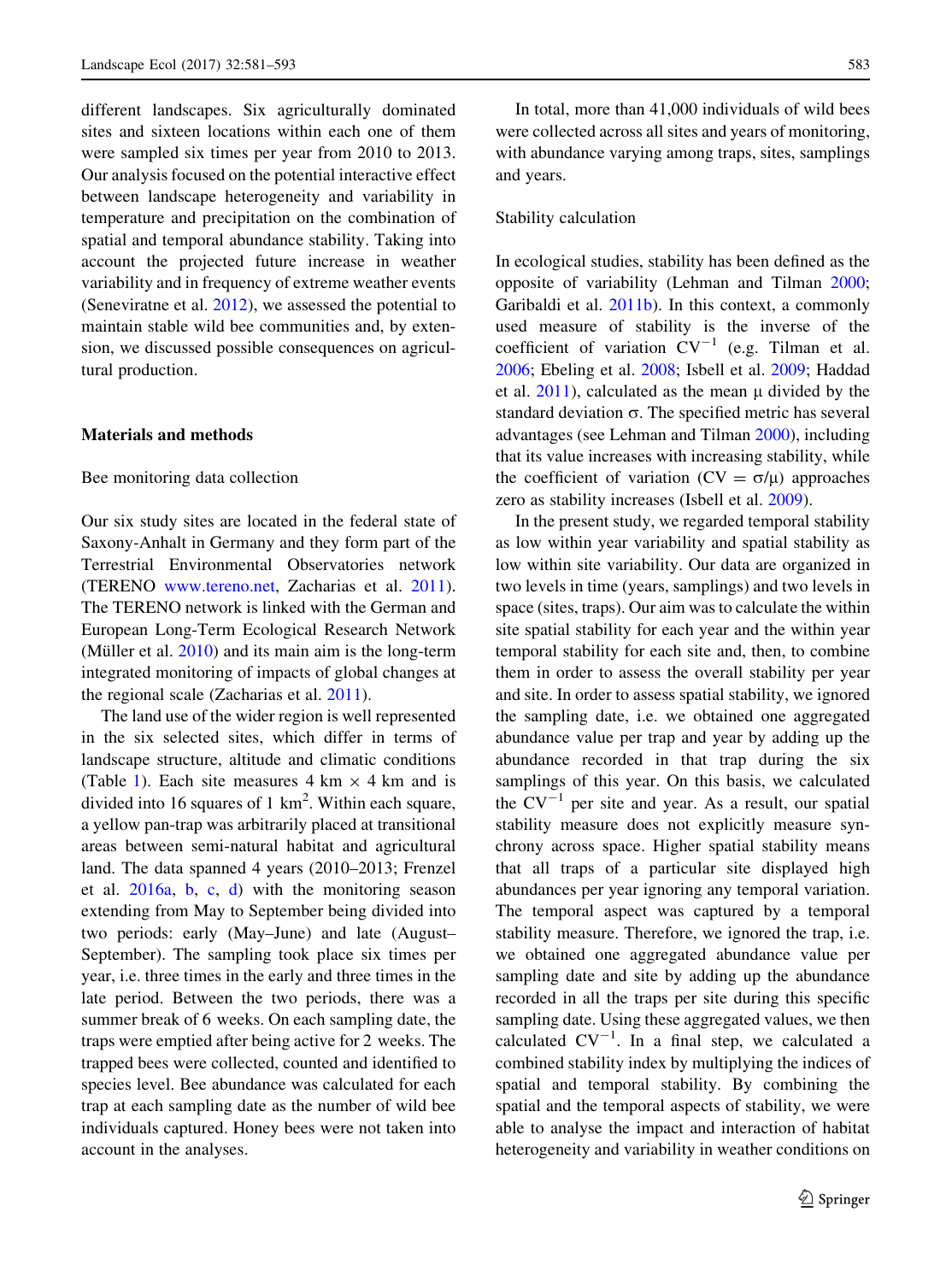different landscapes. Six agriculturally dominated sites and sixteen locations within each one of them were sampled six times per year from 2010 to 2013. Our analysis focused on the potential interactive effect between landscape heterogeneity and variability in temperature and precipitation on the combination of spatial and temporal abundance stability. Taking into account the projected future increase in weather variability and in frequency of extreme weather events (Seneviratne et al. 2012), we assessed the potential to maintain stable wild bee communities and, by extension, we discussed possible consequences on agricultural production.

## Materials and methods

### Bee monitoring data collection

Our six study sites are located in the federal state of Saxony-Anhalt in Germany and they form part of the Terrestrial Environmental Observatories network (TERENO www.tereno.net, Zacharias et al. 2011). The TERENO network is linked with the German and European Long-Term Ecological Research Network (Müller et al. 2010) and its main aim is the long-term integrated monitoring of impacts of global changes at the regional scale (Zacharias et al. 2011).

The land use of the wider region is well represented in the six selected sites, which differ in terms of landscape structure, altitude and climatic conditions (Table 1). Each site measures 4 km × 4 km and is divided into 16 squares of 1 km$^2$. Within each square, a yellow pan-trap was arbitrarily placed at transitional areas between semi-natural habitat and agricultural land. The data spanned 4 years (2010–2013; Frenzel et al. 2016a, b, c, d) with the monitoring season extending from May to September being divided into two periods: early (May–June) and late (August–September). The sampling took place six times per year, i.e. three times in the early and three times in the late period. Between the two periods, there was a summer break of 6 weeks. On each sampling date, the traps were emptied after being active for 2 weeks. The trapped bees were collected, counted and identified to species level. Bee abundance was calculated for each trap at each sampling date as the number of wild bee individuals captured. Honey bees were not taken into account in the analyses.

In total, more than 41,000 individuals of wild bees were collected across all sites and years of monitoring, with abundance varying among traps, sites, samplings and years.

### Stability calculation

In ecological studies, stability has been defined as the opposite of variability (Lehman and Tilman 2000; Garibaldi et al. 2011b). In this context, a commonly used measure of stability is the inverse of the coefficient of variation $CV^{-1}$ (e.g. Tilman et al. 2006; Ebeling et al. 2008; Isbell et al. 2009; Haddad et al. 2011), calculated as the mean $\mu$ divided by the standard deviation $\sigma$. The specified metric has several advantages (see Lehman and Tilman 2000), including that its value increases with increasing stability, while the coefficient of variation ($CV = \sigma/\mu$) approaches zero as stability increases (Isbell et al. 2009).

In the present study, we regarded temporal stability as low within year variability and spatial stability as low within site variability. Our data are organized in two levels in time (years, samplings) and two levels in space (sites, traps). Our aim was to calculate the within site spatial stability for each year and the within year temporal stability for each site and, then, to combine them in order to assess the overall stability per year and site. In order to assess spatial stability, we ignored the sampling date, i.e. we obtained one aggregated abundance value per trap and year by adding up the abundance recorded in that trap during the six samplings of this year. On this basis, we calculated the $CV^{-1}$ per site and year. As a result, our spatial stability measure does not explicitly measure synchrony across space. Higher spatial stability means that all traps of a particular site displayed high abundances per year ignoring any temporal variation. The temporal aspect was captured by a temporal stability measure. Therefore, we ignored the trap, i.e. we obtained one aggregated abundance value per sampling date and site by adding up the abundance recorded in all the traps per site during this specific sampling date. Using these aggregated values, we then calculated $CV^{-1}$. In a final step, we calculated a combined stability index by multiplying the indices of spatial and temporal stability. By combining the spatial and the temporal aspects of stability, we were able to analyse the impact and interaction of habitat heterogeneity and variability in weather conditions on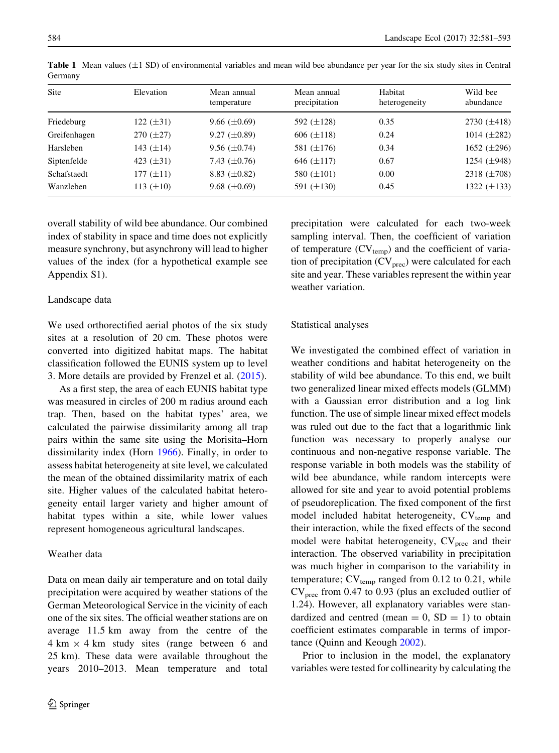**Table 1** Mean values (±1 SD) of environmental variables and mean wild bee abundance per year for the six study sites in Central Germany

| Site | Elevation | Mean annual temperature | Mean annual precipitation | Habitat heterogeneity | Wild bee abundance |
|---|---|---|---|---|---|
| Friedeburg | 122 (±31) | 9.66 (±0.69) | 592 (±128) | 0.35 | 2730 (±418) |
| Greifenhagen | 270 (±27) | 9.27 (±0.89) | 606 (±118) | 0.24 | 1014 (±282) |
| Harsleben | 143 (±14) | 9.56 (±0.74) | 581 (±176) | 0.34 | 1652 (±296) |
| Siptenfelde | 423 (±31) | 7.43 (±0.76) | 646 (±117) | 0.67 | 1254 (±948) |
| Schafstaedt | 177 (±11) | 8.83 (±0.82) | 580 (±101) | 0.00 | 2318 (±708) |
| Wanzleben | 113 (±10) | 9.68 (±0.69) | 591 (±130) | 0.45 | 1322 (±133) |

overall stability of wild bee abundance. Our combined index of stability in space and time does not explicitly measure synchrony, but asynchrony will lead to higher values of the index (for a hypothetical example see Appendix S1).

### Landscape data

We used orthorectified aerial photos of the six study sites at a resolution of 20 cm. These photos were converted into digitized habitat maps. The habitat classification followed the EUNIS system up to level 3. More details are provided by Frenzel et al. (2015).

As a first step, the area of each EUNIS habitat type was measured in circles of 200 m radius around each trap. Then, based on the habitat types' area, we calculated the pairwise dissimilarity among all trap pairs within the same site using the Morisita–Horn dissimilarity index (Horn 1966). Finally, in order to assess habitat heterogeneity at site level, we calculated the mean of the obtained dissimilarity matrix of each site. Higher values of the calculated habitat heterogeneity entail larger variety and higher amount of habitat types within a site, while lower values represent homogeneous agricultural landscapes.

### Weather data

Data on mean daily air temperature and on total daily precipitation were acquired by weather stations of the German Meteorological Service in the vicinity of each one of the six sites. The official weather stations are on average 11.5 km away from the centre of the 4 km × 4 km study sites (range between 6 and 25 km). These data were available throughout the years 2010–2013. Mean temperature and total precipitation were calculated for each two-week sampling interval. Then, the coefficient of variation of temperature ($CV_{temp}$) and the coefficient of variation of precipitation ($CV_{prec}$) were calculated for each site and year. These variables represent the within year weather variation.

### Statistical analyses

We investigated the combined effect of variation in weather conditions and habitat heterogeneity on the stability of wild bee abundance. To this end, we built two generalized linear mixed effects models (GLMM) with a Gaussian error distribution and a log link function. The use of simple linear mixed effect models was ruled out due to the fact that a logarithmic link function was necessary to properly analyse our continuous and non-negative response variable. The response variable in both models was the stability of wild bee abundance, while random intercepts were allowed for site and year to avoid potential problems of pseudoreplication. The fixed component of the first model included habitat heterogeneity, $CV_{temp}$ and their interaction, while the fixed effects of the second model were habitat heterogeneity, $CV_{prec}$ and their interaction. The observed variability in precipitation was much higher in comparison to the variability in temperature; $CV_{temp}$ ranged from 0.12 to 0.21, while $CV_{prec}$ from 0.47 to 0.93 (plus an excluded outlier of 1.24). However, all explanatory variables were standardized and centred (mean = 0, SD = 1) to obtain coefficient estimates comparable in terms of importance (Quinn and Keough 2002).

Prior to inclusion in the model, the explanatory variables were tested for collinearity by calculating the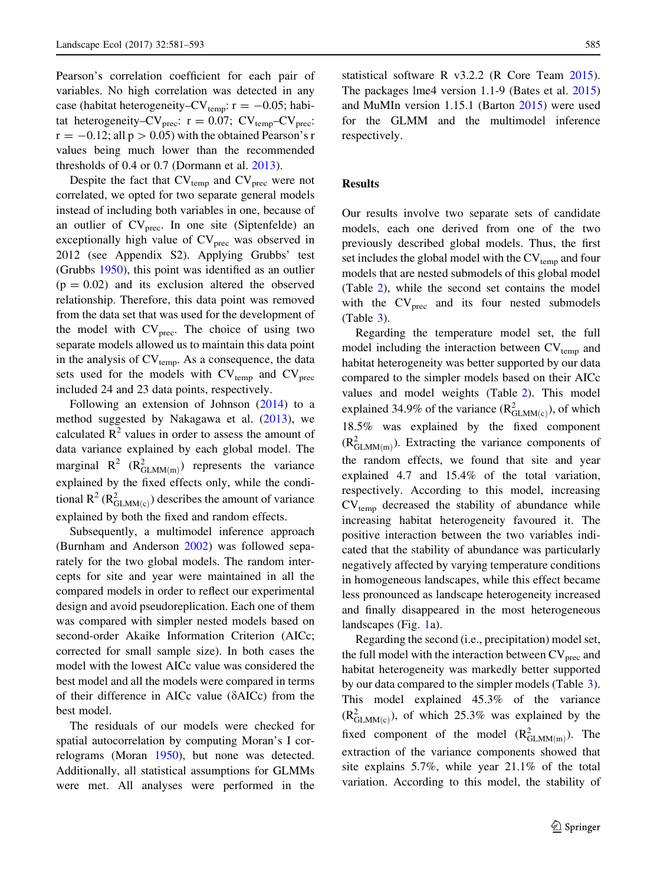Pearson's correlation coefficient for each pair of variables. No high correlation was detected in any case (habitat heterogeneity–$CV_{temp}$: $r = -0.05$; habitat heterogeneity–$CV_{prec}$: $r = 0.07$; $CV_{temp}$–$CV_{prec}$: $r = -0.12$; all $p > 0.05$) with the obtained Pearson's r values being much lower than the recommended thresholds of 0.4 or 0.7 (Dormann et al. 2013).

Despite the fact that $CV_{temp}$ and $CV_{prec}$ were not correlated, we opted for two separate general models instead of including both variables in one, because of an outlier of $CV_{prec}$. In one site (Siptenfelde) an exceptionally high value of $CV_{prec}$ was observed in 2012 (see Appendix S2). Applying Grubbs' test (Grubbs 1950), this point was identified as an outlier ($p = 0.02$) and its exclusion altered the observed relationship. Therefore, this data point was removed from the data set that was used for the development of the model with $CV_{prec}$. The choice of using two separate models allowed us to maintain this data point in the analysis of $CV_{temp}$. As a consequence, the data sets used for the models with $CV_{temp}$ and $CV_{prec}$ included 24 and 23 data points, respectively.

Following an extension of Johnson (2014) to a method suggested by Nakagawa et al. (2013), we calculated $R^2$ values in order to assess the amount of data variance explained by each global model. The marginal $R^2$ ($R^2_{GLMM(m)}$) represents the variance explained by the fixed effects only, while the conditional $R^2$ ($R^2_{GLMM(c)}$) describes the amount of variance explained by both the fixed and random effects.

Subsequently, a multimodel inference approach (Burnham and Anderson 2002) was followed separately for the two global models. The random intercepts for site and year were maintained in all the compared models in order to reflect our experimental design and avoid pseudoreplication. Each one of them was compared with simpler nested models based on second-order Akaike Information Criterion (AICc; corrected for small sample size). In both cases the model with the lowest AICc value was considered the best model and all the models were compared in terms of their difference in AICc value (δAICc) from the best model.

The residuals of our models were checked for spatial autocorrelation by computing Moran's I correlograms (Moran 1950), but none was detected. Additionally, all statistical assumptions for GLMMs were met. All analyses were performed in the statistical software R v3.2.2 (R Core Team 2015). The packages lme4 version 1.1-9 (Bates et al. 2015) and MuMIn version 1.15.1 (Barton 2015) were used for the GLMM and the multimodel inference respectively.

## Results

Our results involve two separate sets of candidate models, each one derived from one of the two previously described global models. Thus, the first set includes the global model with the $CV_{temp}$ and four models that are nested submodels of this global model (Table 2), while the second set contains the model with the $CV_{prec}$ and its four nested submodels (Table 3).

Regarding the temperature model set, the full model including the interaction between $CV_{temp}$ and habitat heterogeneity was better supported by our data compared to the simpler models based on their AICc values and model weights (Table 2). This model explained 34.9% of the variance ($R^2_{GLMM(c)}$), of which 18.5% was explained by the fixed component ($R^2_{GLMM(m)}$). Extracting the variance components of the random effects, we found that site and year explained 4.7 and 15.4% of the total variation, respectively. According to this model, increasing $CV_{temp}$ decreased the stability of abundance while increasing habitat heterogeneity favoured it. The positive interaction between the two variables indicated that the stability of abundance was particularly negatively affected by varying temperature conditions in homogeneous landscapes, while this effect became less pronounced as landscape heterogeneity increased and finally disappeared in the most heterogeneous landscapes (Fig. 1a).

Regarding the second (i.e., precipitation) model set, the full model with the interaction between $CV_{prec}$ and habitat heterogeneity was markedly better supported by our data compared to the simpler models (Table 3). This model explained 45.3% of the variance ($R^2_{GLMM(c)}$), of which 25.3% was explained by the fixed component of the model ($R^2_{GLMM(m)}$). The extraction of the variance components showed that site explains 5.7%, while year 21.1% of the total variation. According to this model, the stability of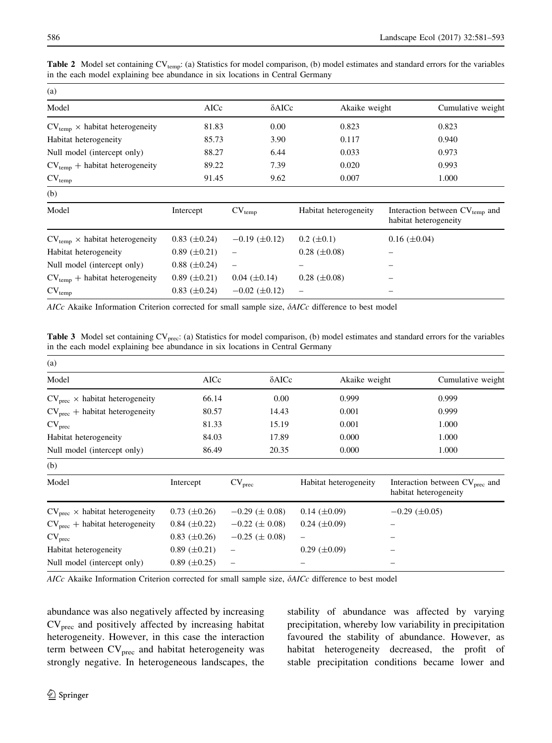**Table 2** Model set containing $CV_{temp}$: (a) Statistics for model comparison, (b) model estimates and standard errors for the variables in the each model explaining bee abundance in six locations in Central Germany

(a)

| Model | AICc | δAICc | Akaike weight | Cumulative weight |
|---|---|---|---|---|
| $CV_{temp}$ × habitat heterogeneity | 81.83 | 0.00 | 0.823 | 0.823 |
| Habitat heterogeneity | 85.73 | 3.90 | 0.117 | 0.940 |
| Null model (intercept only) | 88.27 | 6.44 | 0.033 | 0.973 |
| $CV_{temp}$ + habitat heterogeneity | 89.22 | 7.39 | 0.020 | 0.993 |
| $CV_{temp}$ | 91.45 | 9.62 | 0.007 | 1.000 |

(b)

| Model | Intercept | $CV_{temp}$ | Habitat heterogeneity | Interaction between $CV_{temp}$ and habitat heterogeneity |
|---|---|---|---|---|
| $CV_{temp}$ × habitat heterogeneity | 0.83 (±0.24) | −0.19 (±0.12) | 0.2 (±0.1) | 0.16 (±0.04) |
| Habitat heterogeneity | 0.89 (±0.21) | – | 0.28 (±0.08) | – |
| Null model (intercept only) | 0.88 (±0.24) | – | – | – |
| $CV_{temp}$ + habitat heterogeneity | 0.89 (±0.21) | 0.04 (±0.14) | 0.28 (±0.08) | – |
| $CV_{temp}$ | 0.83 (±0.24) | −0.02 (±0.12) | – | – |

*AICc* Akaike Information Criterion corrected for small sample size, *δAICc* difference to best model

**Table 3** Model set containing $CV_{prec}$: (a) Statistics for model comparison, (b) model estimates and standard errors for the variables in the each model explaining bee abundance in six locations in Central Germany

(a)

| Model | AICc | δAICc | Akaike weight | Cumulative weight |
|---|---|---|---|---|
| $CV_{prec}$ × habitat heterogeneity | 66.14 | 0.00 | 0.999 | 0.999 |
| $CV_{prec}$ + habitat heterogeneity | 80.57 | 14.43 | 0.001 | 0.999 |
| $CV_{prec}$ | 81.33 | 15.19 | 0.001 | 1.000 |
| Habitat heterogeneity | 84.03 | 17.89 | 0.000 | 1.000 |
| Null model (intercept only) | 86.49 | 20.35 | 0.000 | 1.000 |

(b)

| Model | Intercept | $CV_{prec}$ | Habitat heterogeneity | Interaction between $CV_{prec}$ and habitat heterogeneity |
|---|---|---|---|---|
| $CV_{prec}$ × habitat heterogeneity | 0.73 (±0.26) | −0.29 (± 0.08) | 0.14 (±0.09) | −0.29 (±0.05) |
| $CV_{prec}$ + habitat heterogeneity | 0.84 (±0.22) | −0.22 (± 0.08) | 0.24 (±0.09) | – |
| $CV_{prec}$ | 0.83 (±0.26) | −0.25 (± 0.08) | – | – |
| Habitat heterogeneity | 0.89 (±0.21) | – | 0.29 (±0.09) | – |
| Null model (intercept only) | 0.89 (±0.25) | – | – | – |

*AICc* Akaike Information Criterion corrected for small sample size, *δAICc* difference to best model

abundance was also negatively affected by increasing $CV_{prec}$ and positively affected by increasing habitat heterogeneity. However, in this case the interaction term between $CV_{prec}$ and habitat heterogeneity was strongly negative. In heterogeneous landscapes, the stability of abundance was affected by varying precipitation, whereby low variability in precipitation favoured the stability of abundance. However, as habitat heterogeneity decreased, the profit of stable precipitation conditions became lower and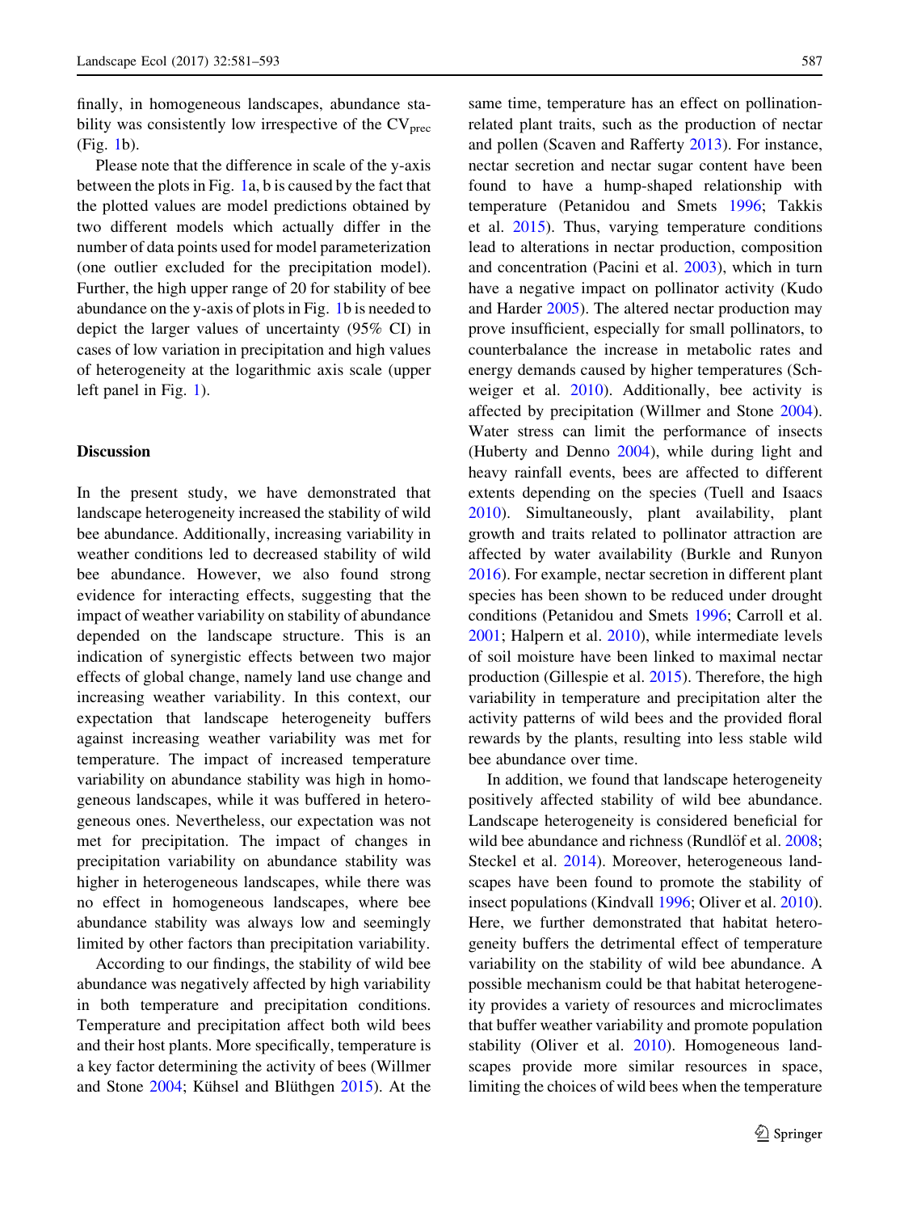finally, in homogeneous landscapes, abundance stability was consistently low irrespective of the $CV_{prec}$ (Fig. 1b).

Please note that the difference in scale of the y-axis between the plots in Fig. 1a, b is caused by the fact that the plotted values are model predictions obtained by two different models which actually differ in the number of data points used for model parameterization (one outlier excluded for the precipitation model). Further, the high upper range of 20 for stability of bee abundance on the y-axis of plots in Fig. 1b is needed to depict the larger values of uncertainty (95% CI) in cases of low variation in precipitation and high values of heterogeneity at the logarithmic axis scale (upper left panel in Fig. 1).

## Discussion

In the present study, we have demonstrated that landscape heterogeneity increased the stability of wild bee abundance. Additionally, increasing variability in weather conditions led to decreased stability of wild bee abundance. However, we also found strong evidence for interacting effects, suggesting that the impact of weather variability on stability of abundance depended on the landscape structure. This is an indication of synergistic effects between two major effects of global change, namely land use change and increasing weather variability. In this context, our expectation that landscape heterogeneity buffers against increasing weather variability was met for temperature. The impact of increased temperature variability on abundance stability was high in homogeneous landscapes, while it was buffered in heterogeneous ones. Nevertheless, our expectation was not met for precipitation. The impact of changes in precipitation variability on abundance stability was higher in heterogeneous landscapes, while there was no effect in homogeneous landscapes, where bee abundance stability was always low and seemingly limited by other factors than precipitation variability.

According to our findings, the stability of wild bee abundance was negatively affected by high variability in both temperature and precipitation conditions. Temperature and precipitation affect both wild bees and their host plants. More specifically, temperature is a key factor determining the activity of bees (Willmer and Stone 2004; Kühsel and Blüthgen 2015). At the same time, temperature has an effect on pollination-related plant traits, such as the production of nectar and pollen (Scaven and Rafferty 2013). For instance, nectar secretion and nectar sugar content have been found to have a hump-shaped relationship with temperature (Petanidou and Smets 1996; Takkis et al. 2015). Thus, varying temperature conditions lead to alterations in nectar production, composition and concentration (Pacini et al. 2003), which in turn have a negative impact on pollinator activity (Kudo and Harder 2005). The altered nectar production may prove insufficient, especially for small pollinators, to counterbalance the increase in metabolic rates and energy demands caused by higher temperatures (Schweiger et al. 2010). Additionally, bee activity is affected by precipitation (Willmer and Stone 2004). Water stress can limit the performance of insects (Huberty and Denno 2004), while during light and heavy rainfall events, bees are affected to different extents depending on the species (Tuell and Isaacs 2010). Simultaneously, plant availability, plant growth and traits related to pollinator attraction are affected by water availability (Burkle and Runyon 2016). For example, nectar secretion in different plant species has been shown to be reduced under drought conditions (Petanidou and Smets 1996; Carroll et al. 2001; Halpern et al. 2010), while intermediate levels of soil moisture have been linked to maximal nectar production (Gillespie et al. 2015). Therefore, the high variability in temperature and precipitation alter the activity patterns of wild bees and the provided floral rewards by the plants, resulting into less stable wild bee abundance over time.

In addition, we found that landscape heterogeneity positively affected stability of wild bee abundance. Landscape heterogeneity is considered beneficial for wild bee abundance and richness (Rundlöf et al. 2008; Steckel et al. 2014). Moreover, heterogeneous landscapes have been found to promote the stability of insect populations (Kindvall 1996; Oliver et al. 2010). Here, we further demonstrated that habitat heterogeneity buffers the detrimental effect of temperature variability on the stability of wild bee abundance. A possible mechanism could be that habitat heterogeneity provides a variety of resources and microclimates that buffer weather variability and promote population stability (Oliver et al. 2010). Homogeneous landscapes provide more similar resources in space, limiting the choices of wild bees when the temperature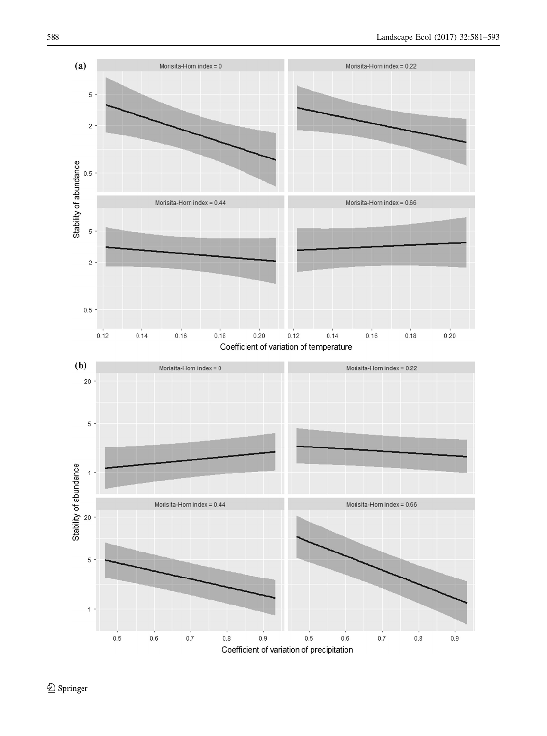(a)

Morisita-Horn index = 0

Morisita-Horn index = 0.22

Morisita-Horn index = 0.44

Morisita-Horn index = 0.66

Stability of abundance

5

2

0.5

0.12 0.14 0.16 0.18 0.20

Coefficient of variation of temperature

(b)

Morisita-Horn index = 0

Morisita-Horn index = 0.22

Morisita-Horn index = 0.44

Morisita-Horn index = 0.66

Stability of abundance

20

5

1

0.5 0.6 0.7 0.8 0.9

Coefficient of variation of precipitation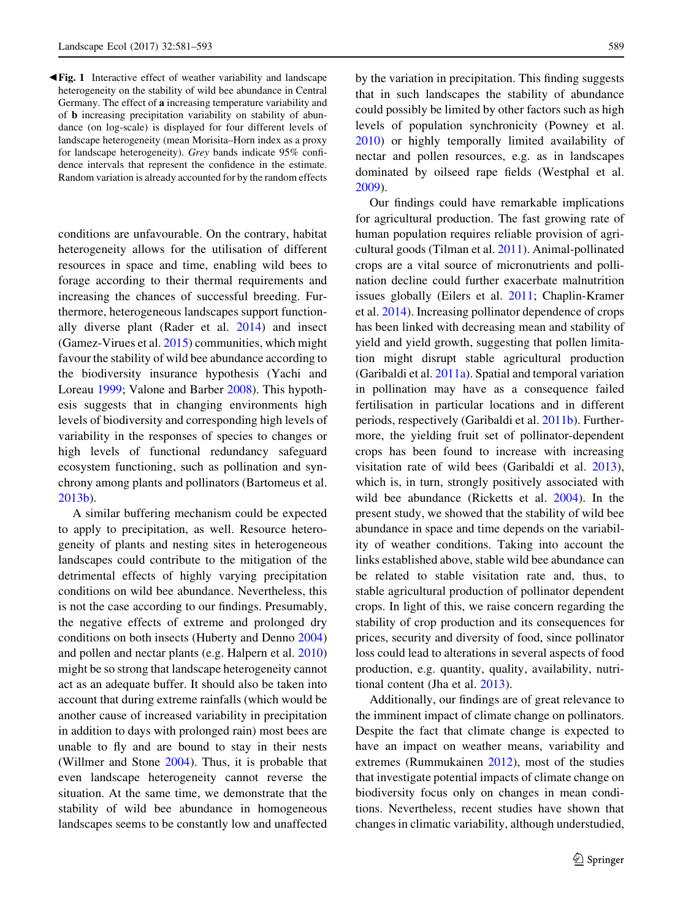◀**Fig. 1** Interactive effect of weather variability and landscape heterogeneity on the stability of wild bee abundance in Central Germany. The effect of **a** increasing temperature variability and of **b** increasing precipitation variability on stability of abundance (on log-scale) is displayed for four different levels of landscape heterogeneity (mean Morisita–Horn index as a proxy for landscape heterogeneity). *Grey* bands indicate 95% confidence intervals that represent the confidence in the estimate. Random variation is already accounted for by the random effects

conditions are unfavourable. On the contrary, habitat heterogeneity allows for the utilisation of different resources in space and time, enabling wild bees to forage according to their thermal requirements and increasing the chances of successful breeding. Furthermore, heterogeneous landscapes support functionally diverse plant (Rader et al. 2014) and insect (Gamez-Virues et al. 2015) communities, which might favour the stability of wild bee abundance according to the biodiversity insurance hypothesis (Yachi and Loreau 1999; Valone and Barber 2008). This hypothesis suggests that in changing environments high levels of biodiversity and corresponding high levels of variability in the responses of species to changes or high levels of functional redundancy safeguard ecosystem functioning, such as pollination and synchrony among plants and pollinators (Bartomeus et al. 2013b).

A similar buffering mechanism could be expected to apply to precipitation, as well. Resource heterogeneity of plants and nesting sites in heterogeneous landscapes could contribute to the mitigation of the detrimental effects of highly varying precipitation conditions on wild bee abundance. Nevertheless, this is not the case according to our findings. Presumably, the negative effects of extreme and prolonged dry conditions on both insects (Huberty and Denno 2004) and pollen and nectar plants (e.g. Halpern et al. 2010) might be so strong that landscape heterogeneity cannot act as an adequate buffer. It should also be taken into account that during extreme rainfalls (which would be another cause of increased variability in precipitation in addition to days with prolonged rain) most bees are unable to fly and are bound to stay in their nests (Willmer and Stone 2004). Thus, it is probable that even landscape heterogeneity cannot reverse the situation. At the same time, we demonstrate that the stability of wild bee abundance in homogeneous landscapes seems to be constantly low and unaffected by the variation in precipitation. This finding suggests that in such landscapes the stability of abundance could possibly be limited by other factors such as high levels of population synchronicity (Powney et al. 2010) or highly temporally limited availability of nectar and pollen resources, e.g. as in landscapes dominated by oilseed rape fields (Westphal et al. 2009).

Our findings could have remarkable implications for agricultural production. The fast growing rate of human population requires reliable provision of agricultural goods (Tilman et al. 2011). Animal-pollinated crops are a vital source of micronutrients and pollination decline could further exacerbate malnutrition issues globally (Eilers et al. 2011; Chaplin-Kramer et al. 2014). Increasing pollinator dependence of crops has been linked with decreasing mean and stability of yield and yield growth, suggesting that pollen limitation might disrupt stable agricultural production (Garibaldi et al. 2011a). Spatial and temporal variation in pollination may have as a consequence failed fertilisation in particular locations and in different periods, respectively (Garibaldi et al. 2011b). Furthermore, the yielding fruit set of pollinator-dependent crops has been found to increase with increasing visitation rate of wild bees (Garibaldi et al. 2013), which is, in turn, strongly positively associated with wild bee abundance (Ricketts et al. 2004). In the present study, we showed that the stability of wild bee abundance in space and time depends on the variability of weather conditions. Taking into account the links established above, stable wild bee abundance can be related to stable visitation rate and, thus, to stable agricultural production of pollinator dependent crops. In light of this, we raise concern regarding the stability of crop production and its consequences for prices, security and diversity of food, since pollinator loss could lead to alterations in several aspects of food production, e.g. quantity, quality, availability, nutritional content (Jha et al. 2013).

Additionally, our findings are of great relevance to the imminent impact of climate change on pollinators. Despite the fact that climate change is expected to have an impact on weather means, variability and extremes (Rummukainen 2012), most of the studies that investigate potential impacts of climate change on biodiversity focus only on changes in mean conditions. Nevertheless, recent studies have shown that changes in climatic variability, although understudied,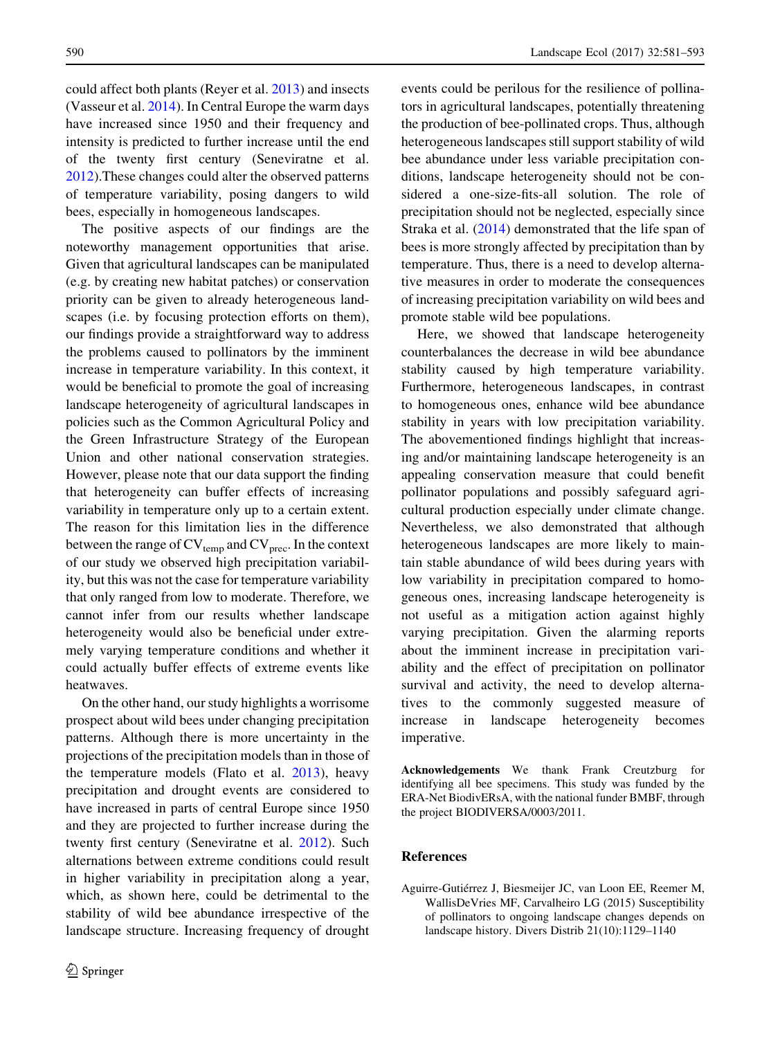could affect both plants (Reyer et al. 2013) and insects (Vasseur et al. 2014). In Central Europe the warm days have increased since 1950 and their frequency and intensity is predicted to further increase until the end of the twenty first century (Seneviratne et al. 2012).These changes could alter the observed patterns of temperature variability, posing dangers to wild bees, especially in homogeneous landscapes.

The positive aspects of our findings are the noteworthy management opportunities that arise. Given that agricultural landscapes can be manipulated (e.g. by creating new habitat patches) or conservation priority can be given to already heterogeneous landscapes (i.e. by focusing protection efforts on them), our findings provide a straightforward way to address the problems caused to pollinators by the imminent increase in temperature variability. In this context, it would be beneficial to promote the goal of increasing landscape heterogeneity of agricultural landscapes in policies such as the Common Agricultural Policy and the Green Infrastructure Strategy of the European Union and other national conservation strategies. However, please note that our data support the finding that heterogeneity can buffer effects of increasing variability in temperature only up to a certain extent. The reason for this limitation lies in the difference between the range of $CV_{temp}$ and $CV_{prec}$. In the context of our study we observed high precipitation variability, but this was not the case for temperature variability that only ranged from low to moderate. Therefore, we cannot infer from our results whether landscape heterogeneity would also be beneficial under extremely varying temperature conditions and whether it could actually buffer effects of extreme events like heatwaves.

On the other hand, our study highlights a worrisome prospect about wild bees under changing precipitation patterns. Although there is more uncertainty in the projections of the precipitation models than in those of the temperature models (Flato et al. 2013), heavy precipitation and drought events are considered to have increased in parts of central Europe since 1950 and they are projected to further increase during the twenty first century (Seneviratne et al. 2012). Such alternations between extreme conditions could result in higher variability in precipitation along a year, which, as shown here, could be detrimental to the stability of wild bee abundance irrespective of the landscape structure. Increasing frequency of drought events could be perilous for the resilience of pollinators in agricultural landscapes, potentially threatening the production of bee-pollinated crops. Thus, although heterogeneous landscapes still support stability of wild bee abundance under less variable precipitation conditions, landscape heterogeneity should not be considered a one-size-fits-all solution. The role of precipitation should not be neglected, especially since Straka et al. (2014) demonstrated that the life span of bees is more strongly affected by precipitation than by temperature. Thus, there is a need to develop alternative measures in order to moderate the consequences of increasing precipitation variability on wild bees and promote stable wild bee populations.

Here, we showed that landscape heterogeneity counterbalances the decrease in wild bee abundance stability caused by high temperature variability. Furthermore, heterogeneous landscapes, in contrast to homogeneous ones, enhance wild bee abundance stability in years with low precipitation variability. The abovementioned findings highlight that increasing and/or maintaining landscape heterogeneity is an appealing conservation measure that could benefit pollinator populations and possibly safeguard agricultural production especially under climate change. Nevertheless, we also demonstrated that although heterogeneous landscapes are more likely to maintain stable abundance of wild bees during years with low variability in precipitation compared to homogeneous ones, increasing landscape heterogeneity is not useful as a mitigation action against highly varying precipitation. Given the alarming reports about the imminent increase in precipitation variability and the effect of precipitation on pollinator survival and activity, the need to develop alternatives to the commonly suggested measure of increase in landscape heterogeneity becomes imperative.

**Acknowledgements** We thank Frank Creutzburg for identifying all bee specimens. This study was funded by the ERA-Net BiodivERsA, with the national funder BMBF, through the project BIODIVERSA/0003/2011.

## References

Aguirre-Gutiérrez J, Biesmeijer JC, van Loon EE, Reemer M, WallisDeVries MF, Carvalheiro LG (2015) Susceptibility of pollinators to ongoing landscape changes depends on landscape history. Divers Distrib 21(10):1129–1140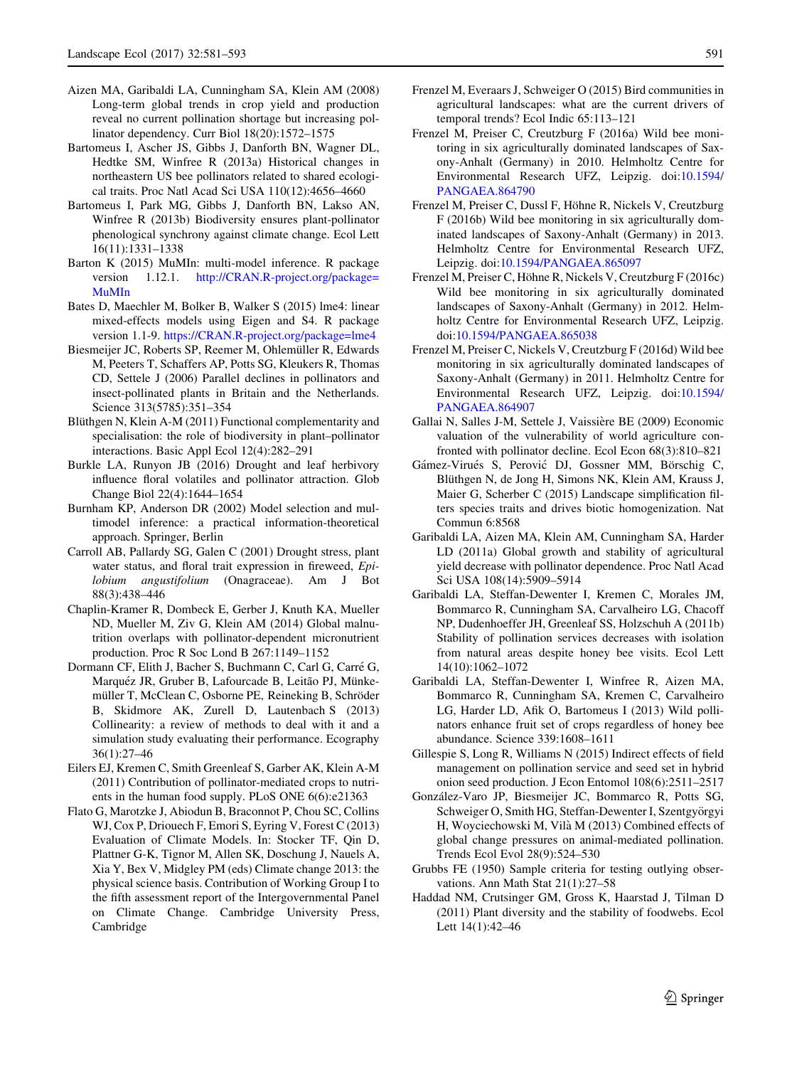Aizen MA, Garibaldi LA, Cunningham SA, Klein AM (2008) Long-term global trends in crop yield and production reveal no current pollination shortage but increasing pollinator dependency. Curr Biol 18(20):1572–1575

Bartomeus I, Ascher JS, Gibbs J, Danforth BN, Wagner DL, Hedtke SM, Winfree R (2013a) Historical changes in northeastern US bee pollinators related to shared ecological traits. Proc Natl Acad Sci USA 110(12):4656–4660

Bartomeus I, Park MG, Gibbs J, Danforth BN, Lakso AN, Winfree R (2013b) Biodiversity ensures plant-pollinator phenological synchrony against climate change. Ecol Lett 16(11):1331–1338

Barton K (2015) MuMIn: multi-model inference. R package version 1.12.1. http://CRAN.R-project.org/package=MuMIn

Bates D, Maechler M, Bolker B, Walker S (2015) lme4: linear mixed-effects models using Eigen and S4. R package version 1.1-9. https://CRAN.R-project.org/package=lme4

Biesmeijer JC, Roberts SP, Reemer M, Ohlemüller R, Edwards M, Peeters T, Schaffers AP, Potts SG, Kleukers R, Thomas CD, Settele J (2006) Parallel declines in pollinators and insect-pollinated plants in Britain and the Netherlands. Science 313(5785):351–354

Blüthgen N, Klein A-M (2011) Functional complementarity and specialisation: the role of biodiversity in plant–pollinator interactions. Basic Appl Ecol 12(4):282–291

Burkle LA, Runyon JB (2016) Drought and leaf herbivory influence floral volatiles and pollinator attraction. Glob Change Biol 22(4):1644–1654

Burnham KP, Anderson DR (2002) Model selection and multimodel inference: a practical information-theoretical approach. Springer, Berlin

Carroll AB, Pallardy SG, Galen C (2001) Drought stress, plant water status, and floral trait expression in fireweed, *Epilobium angustifolium* (Onagraceae). Am J Bot 88(3):438–446

Chaplin-Kramer R, Dombeck E, Gerber J, Knuth KA, Mueller ND, Mueller M, Ziv G, Klein AM (2014) Global malnutrition overlaps with pollinator-dependent micronutrient production. Proc R Soc Lond B 267:1149–1152

Dormann CF, Elith J, Bacher S, Buchmann C, Carl G, Carré G, Marquéz JR, Gruber B, Lafourcade B, Leitão PJ, Münkemüller T, McClean C, Osborne PE, Reineking B, Schröder B, Skidmore AK, Zurell D, Lautenbach S (2013) Collinearity: a review of methods to deal with it and a simulation study evaluating their performance. Ecography 36(1):27–46

Eilers EJ, Kremen C, Smith Greenleaf S, Garber AK, Klein A-M (2011) Contribution of pollinator-mediated crops to nutrients in the human food supply. PLoS ONE 6(6):e21363

Flato G, Marotzke J, Abiodun B, Braconnot P, Chou SC, Collins WJ, Cox P, Driouech F, Emori S, Eyring V, Forest C (2013) Evaluation of Climate Models. In: Stocker TF, Qin D, Plattner G-K, Tignor M, Allen SK, Doschung J, Nauels A, Xia Y, Bex V, Midgley PM (eds) Climate change 2013: the physical science basis. Contribution of Working Group I to the fifth assessment report of the Intergovernmental Panel on Climate Change. Cambridge University Press, Cambridge

Frenzel M, Everaars J, Schweiger O (2015) Bird communities in agricultural landscapes: what are the current drivers of temporal trends? Ecol Indic 65:113–121

Frenzel M, Preiser C, Creutzburg F (2016a) Wild bee monitoring in six agriculturally dominated landscapes of Saxony-Anhalt (Germany) in 2010. Helmholtz Centre for Environmental Research UFZ, Leipzig. doi:10.1594/PANGAEA.864790

Frenzel M, Preiser C, Dussl F, Höhne R, Nickels V, Creutzburg F (2016b) Wild bee monitoring in six agriculturally dominated landscapes of Saxony-Anhalt (Germany) in 2013. Helmholtz Centre for Environmental Research UFZ, Leipzig. doi:10.1594/PANGAEA.865097

Frenzel M, Preiser C, Höhne R, Nickels V, Creutzburg F (2016c) Wild bee monitoring in six agriculturally dominated landscapes of Saxony-Anhalt (Germany) in 2012. Helmholtz Centre for Environmental Research UFZ, Leipzig. doi:10.1594/PANGAEA.865038

Frenzel M, Preiser C, Nickels V, Creutzburg F (2016d) Wild bee monitoring in six agriculturally dominated landscapes of Saxony-Anhalt (Germany) in 2011. Helmholtz Centre for Environmental Research UFZ, Leipzig. doi:10.1594/PANGAEA.864907

Gallai N, Salles J-M, Settele J, Vaissière BE (2009) Economic valuation of the vulnerability of world agriculture confronted with pollinator decline. Ecol Econ 68(3):810–821

Gámez-Virués S, Perović DJ, Gossner MM, Börschig C, Blüthgen N, de Jong H, Simons NK, Klein AM, Krauss J, Maier G, Scherber C (2015) Landscape simplification filters species traits and drives biotic homogenization. Nat Commun 6:8568

Garibaldi LA, Aizen MA, Klein AM, Cunningham SA, Harder LD (2011a) Global growth and stability of agricultural yield decrease with pollinator dependence. Proc Natl Acad Sci USA 108(14):5909–5914

Garibaldi LA, Steffan-Dewenter I, Kremen C, Morales JM, Bommarco R, Cunningham SA, Carvalheiro LG, Chacoff NP, Dudenhoeffer JH, Greenleaf SS, Holzschuh A (2011b) Stability of pollination services decreases with isolation from natural areas despite honey bee visits. Ecol Lett 14(10):1062–1072

Garibaldi LA, Steffan-Dewenter I, Winfree R, Aizen MA, Bommarco R, Cunningham SA, Kremen C, Carvalheiro LG, Harder LD, Afik O, Bartomeus I (2013) Wild pollinators enhance fruit set of crops regardless of honey bee abundance. Science 339:1608–1611

Gillespie S, Long R, Williams N (2015) Indirect effects of field management on pollination service and seed set in hybrid onion seed production. J Econ Entomol 108(6):2511–2517

González-Varo JP, Biesmeijer JC, Bommarco R, Potts SG, Schweiger O, Smith HG, Steffan-Dewenter I, Szentgyörgyi H, Woyciechowski M, Vilà M (2013) Combined effects of global change pressures on animal-mediated pollination. Trends Ecol Evol 28(9):524–530

Grubbs FE (1950) Sample criteria for testing outlying observations. Ann Math Stat 21(1):27–58

Haddad NM, Crutsinger GM, Gross K, Haarstad J, Tilman D (2011) Plant diversity and the stability of foodwebs. Ecol Lett 14(1):42–46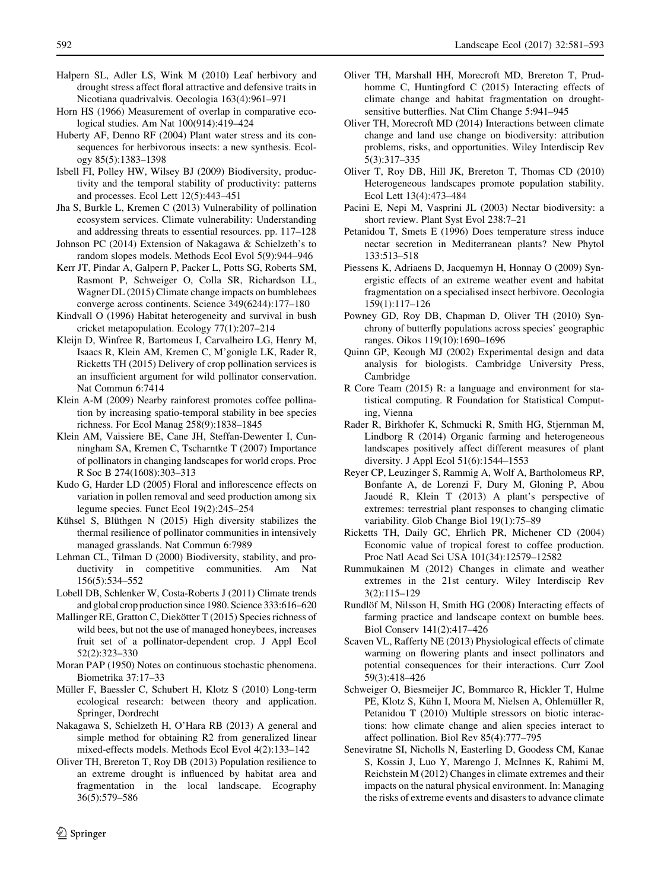Halpern SL, Adler LS, Wink M (2010) Leaf herbivory and drought stress affect floral attractive and defensive traits in Nicotiana quadrivalvis. Oecologia 163(4):961–971

Horn HS (1966) Measurement of overlap in comparative ecological studies. Am Nat 100(914):419–424

Huberty AF, Denno RF (2004) Plant water stress and its consequences for herbivorous insects: a new synthesis. Ecology 85(5):1383–1398

Isbell FI, Polley HW, Wilsey BJ (2009) Biodiversity, productivity and the temporal stability of productivity: patterns and processes. Ecol Lett 12(5):443–451

Jha S, Burkle L, Kremen C (2013) Vulnerability of pollination ecosystem services. Climate vulnerability: Understanding and addressing threats to essential resources. pp. 117–128

Johnson PC (2014) Extension of Nakagawa & Schielzeth's to random slopes models. Methods Ecol Evol 5(9):944–946

Kerr JT, Pindar A, Galpern P, Packer L, Potts SG, Roberts SM, Rasmont P, Schweiger O, Colla SR, Richardson LL, Wagner DL (2015) Climate change impacts on bumblebees converge across continents. Science 349(6244):177–180

Kindvall O (1996) Habitat heterogeneity and survival in bush cricket metapopulation. Ecology 77(1):207–214

Kleijn D, Winfree R, Bartomeus I, Carvalheiro LG, Henry M, Isaacs R, Klein AM, Kremen C, M'gonigle LK, Rader R, Ricketts TH (2015) Delivery of crop pollination services is an insufficient argument for wild pollinator conservation. Nat Commun 6:7414

Klein A-M (2009) Nearby rainforest promotes coffee pollination by increasing spatio-temporal stability in bee species richness. For Ecol Manag 258(9):1838–1845

Klein AM, Vaissiere BE, Cane JH, Steffan-Dewenter I, Cunningham SA, Kremen C, Tscharntke T (2007) Importance of pollinators in changing landscapes for world crops. Proc R Soc B 274(1608):303–313

Kudo G, Harder LD (2005) Floral and inflorescence effects on variation in pollen removal and seed production among six legume species. Funct Ecol 19(2):245–254

Kühsel S, Blüthgen N (2015) High diversity stabilizes the thermal resilience of pollinator communities in intensively managed grasslands. Nat Commun 6:7989

Lehman CL, Tilman D (2000) Biodiversity, stability, and productivity in competitive communities. Am Nat 156(5):534–552

Lobell DB, Schlenker W, Costa-Roberts J (2011) Climate trends and global crop production since 1980. Science 333:616–620

Mallinger RE, Gratton C, Diekötter T (2015) Species richness of wild bees, but not the use of managed honeybees, increases fruit set of a pollinator-dependent crop. J Appl Ecol 52(2):323–330

Moran PAP (1950) Notes on continuous stochastic phenomena. Biometrika 37:17–33

Müller F, Baessler C, Schubert H, Klotz S (2010) Long-term ecological research: between theory and application. Springer, Dordrecht

Nakagawa S, Schielzeth H, O'Hara RB (2013) A general and simple method for obtaining R2 from generalized linear mixed-effects models. Methods Ecol Evol 4(2):133–142

Oliver TH, Brereton T, Roy DB (2013) Population resilience to an extreme drought is influenced by habitat area and fragmentation in the local landscape. Ecography 36(5):579–586

Oliver TH, Marshall HH, Morecroft MD, Brereton T, Prudhomme C, Huntingford C (2015) Interacting effects of climate change and habitat fragmentation on drought-sensitive butterflies. Nat Clim Change 5:941–945

Oliver TH, Morecroft MD (2014) Interactions between climate change and land use change on biodiversity: attribution problems, risks, and opportunities. Wiley Interdiscip Rev 5(3):317–335

Oliver T, Roy DB, Hill JK, Brereton T, Thomas CD (2010) Heterogeneous landscapes promote population stability. Ecol Lett 13(4):473–484

Pacini E, Nepi M, Vasprini JL (2003) Nectar biodiversity: a short review. Plant Syst Evol 238:7–21

Petanidou T, Smets E (1996) Does temperature stress induce nectar secretion in Mediterranean plants? New Phytol 133:513–518

Piessens K, Adriaens D, Jacquemyn H, Honnay O (2009) Synergistic effects of an extreme weather event and habitat fragmentation on a specialised insect herbivore. Oecologia 159(1):117–126

Powney GD, Roy DB, Chapman D, Oliver TH (2010) Synchrony of butterfly populations across species' geographic ranges. Oikos 119(10):1690–1696

Quinn GP, Keough MJ (2002) Experimental design and data analysis for biologists. Cambridge University Press, Cambridge

R Core Team (2015) R: a language and environment for statistical computing. R Foundation for Statistical Computing, Vienna

Rader R, Birkhofer K, Schmucki R, Smith HG, Stjernman M, Lindborg R (2014) Organic farming and heterogeneous landscapes positively affect different measures of plant diversity. J Appl Ecol 51(6):1544–1553

Reyer CP, Leuzinger S, Rammig A, Wolf A, Bartholomeus RP, Bonfante A, de Lorenzi F, Dury M, Gloning P, Abou Jaoudé R, Klein T (2013) A plant's perspective of extremes: terrestrial plant responses to changing climatic variability. Glob Change Biol 19(1):75–89

Ricketts TH, Daily GC, Ehrlich PR, Michener CD (2004) Economic value of tropical forest to coffee production. Proc Natl Acad Sci USA 101(34):12579–12582

Rummukainen M (2012) Changes in climate and weather extremes in the 21st century. Wiley Interdiscip Rev 3(2):115–129

Rundlöf M, Nilsson H, Smith HG (2008) Interacting effects of farming practice and landscape context on bumble bees. Biol Conserv 141(2):417–426

Scaven VL, Rafferty NE (2013) Physiological effects of climate warming on flowering plants and insect pollinators and potential consequences for their interactions. Curr Zool 59(3):418–426

Schweiger O, Biesmeijer JC, Bommarco R, Hickler T, Hulme PE, Klotz S, Kühn I, Moora M, Nielsen A, Ohlemüller R, Petanidou T (2010) Multiple stressors on biotic interactions: how climate change and alien species interact to affect pollination. Biol Rev 85(4):777–795

Seneviratne SI, Nicholls N, Easterling D, Goodess CM, Kanae S, Kossin J, Luo Y, Marengo J, McInnes K, Rahimi M, Reichstein M (2012) Changes in climate extremes and their impacts on the natural physical environment. In: Managing the risks of extreme events and disasters to advance climate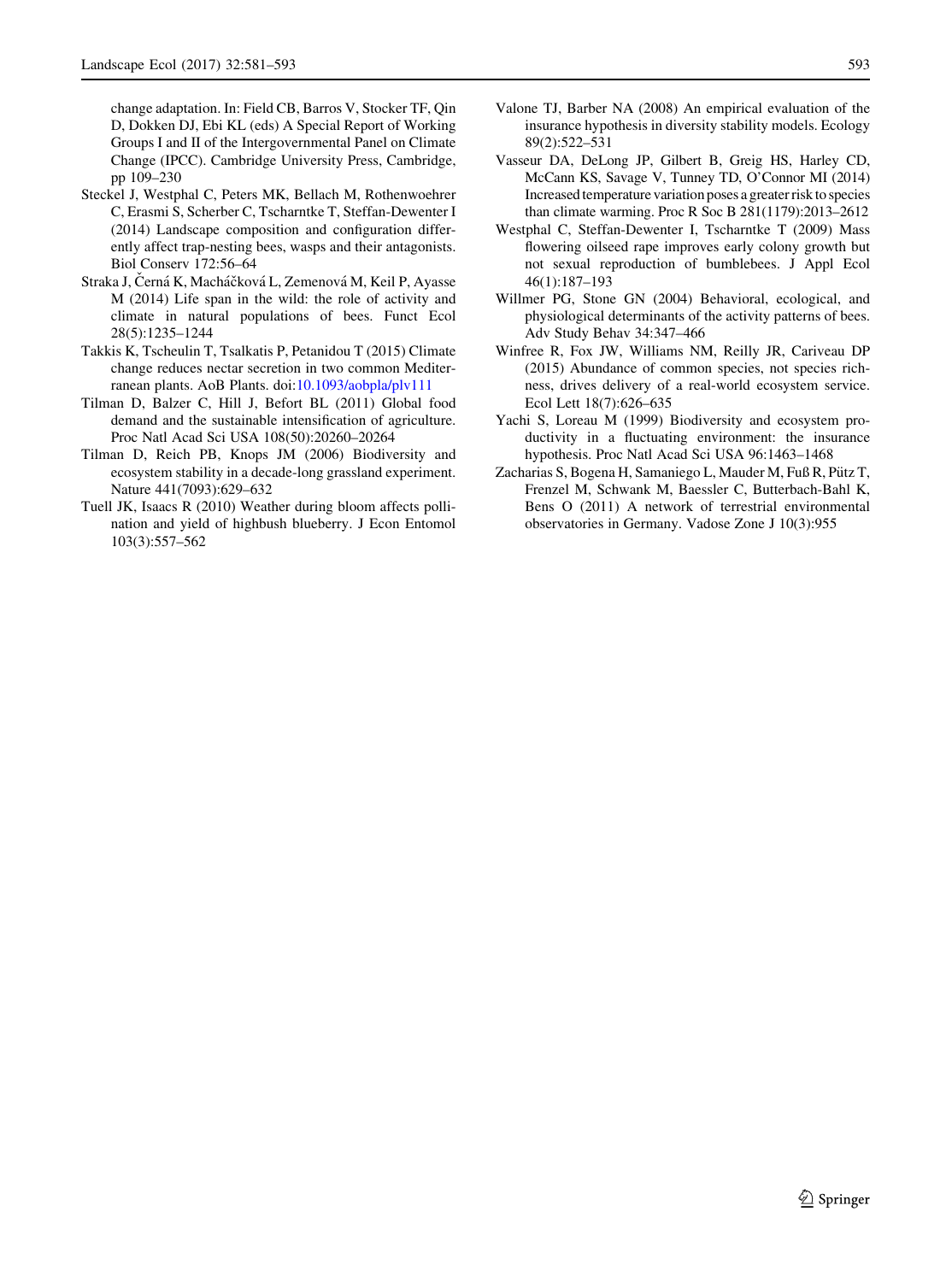change adaptation. In: Field CB, Barros V, Stocker TF, Qin D, Dokken DJ, Ebi KL (eds) A Special Report of Working Groups I and II of the Intergovernmental Panel on Climate Change (IPCC). Cambridge University Press, Cambridge, pp 109–230

Steckel J, Westphal C, Peters MK, Bellach M, Rothenwoehrer C, Erasmi S, Scherber C, Tscharntke T, Steffan-Dewenter I (2014) Landscape composition and configuration differently affect trap-nesting bees, wasps and their antagonists. Biol Conserv 172:56–64

Straka J, Černá K, Macháčková L, Zemenová M, Keil P, Ayasse M (2014) Life span in the wild: the role of activity and climate in natural populations of bees. Funct Ecol 28(5):1235–1244

Takkis K, Tscheulin T, Tsalkatis P, Petanidou T (2015) Climate change reduces nectar secretion in two common Mediterranean plants. AoB Plants. doi:10.1093/aobpla/plv111

Tilman D, Balzer C, Hill J, Befort BL (2011) Global food demand and the sustainable intensification of agriculture. Proc Natl Acad Sci USA 108(50):20260–20264

Tilman D, Reich PB, Knops JM (2006) Biodiversity and ecosystem stability in a decade-long grassland experiment. Nature 441(7093):629–632

Tuell JK, Isaacs R (2010) Weather during bloom affects pollination and yield of highbush blueberry. J Econ Entomol 103(3):557–562

Valone TJ, Barber NA (2008) An empirical evaluation of the insurance hypothesis in diversity stability models. Ecology 89(2):522–531

Vasseur DA, DeLong JP, Gilbert B, Greig HS, Harley CD, McCann KS, Savage V, Tunney TD, O'Connor MI (2014) Increased temperature variation poses a greater risk to species than climate warming. Proc R Soc B 281(1179):2013–2612

Westphal C, Steffan-Dewenter I, Tscharntke T (2009) Mass flowering oilseed rape improves early colony growth but not sexual reproduction of bumblebees. J Appl Ecol 46(1):187–193

Willmer PG, Stone GN (2004) Behavioral, ecological, and physiological determinants of the activity patterns of bees. Adv Study Behav 34:347–466

Winfree R, Fox JW, Williams NM, Reilly JR, Cariveau DP (2015) Abundance of common species, not species richness, drives delivery of a real-world ecosystem service. Ecol Lett 18(7):626–635

Yachi S, Loreau M (1999) Biodiversity and ecosystem productivity in a fluctuating environment: the insurance hypothesis. Proc Natl Acad Sci USA 96:1463–1468

Zacharias S, Bogena H, Samaniego L, Mauder M, Fuß R, Pütz T, Frenzel M, Schwank M, Baessler C, Butterbach-Bahl K, Bens O (2011) A network of terrestrial environmental observatories in Germany. Vadose Zone J 10(3):955